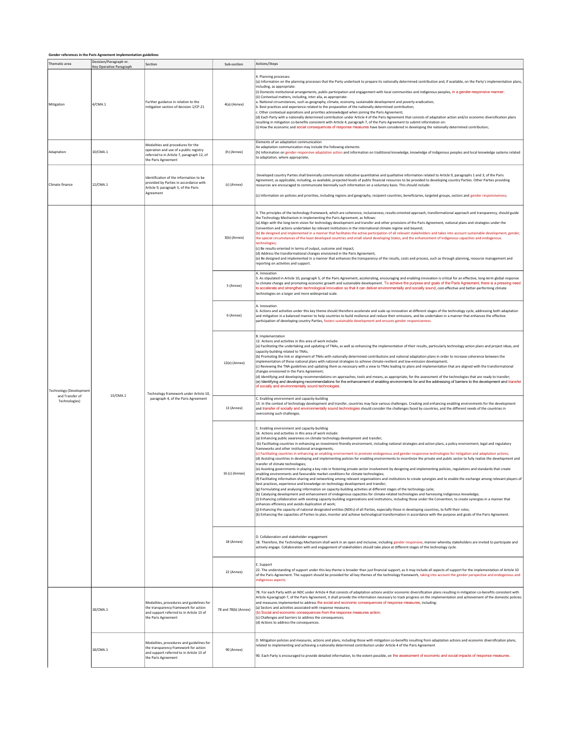**Gender references in the Paris Agreement implementation guidelines**

| Thematic area | Decision/Paragraph nr. Key Operative Paragraph | Section | Sub-section | Actions/Steps |
|---|---|---|---|---|
| Mitigation | 4/CMA.1 | Further guidance in relation to the mitigation section of decision 1/CP.21 | 4(a) (Annex) | 4. Planning processes:<br>(a) Information on the planning processes that the Party undertook to prepare its nationally determined contribution and, if available, on the Party's implementation plans, including, as appropriate:<br>(i) Domestic institutional arrangements, public participation and engagement with local communities and indigenous peoples, in a gender-responsive manner;<br>(ii) Contextual matters, including, inter alia, as appropriate:<br>a. National circumstances, such as geography, climate, economy, sustainable development and poverty eradication;<br>b. Best practices and experience related to the preparation of the nationally determined contribution;<br>c. Other contextual aspirations and priorities acknowledged when joining the Paris Agreement;<br>(d) Each Party with a nationally determined contribution under Article 4 of the Paris Agreement that consists of adaptation action and/or economic diversification plans resulting in mitigation co-benefits consistent with Article 4, paragraph 7, of the Paris Agreement to submit information on:<br>(i) How the economic and social consequences of response measures have been considered in developing the nationally determined contribution; |
| Adaptation | 10/CMA.1 | Modalities and procedures for the operation and use of a public registry referred to in Article 7, paragraph 12, of the Paris Agreement | (h) (Annex) | Elements of an adaptation communication<br>An adaptation communication may include the following elements:<br>(h) Information on gender-responsive adaptation action and information on traditional knowledge, knowledge of indigenous peoples and local knowledge systems related to adaptation, where appropriate; |
| Climate finance | 12/CMA.1 | Identification of the information to be provided by Parties in accordance with Article 9, paragraph 5, of the Paris Agreement | (c) (Annex) | Developed country Parties shall biennially communicate indicative quantitative and qualitative information related to Article 9, paragraphs 1 and 3, of the Paris Agreement, as applicable, including, as available, projected levels of public financial resources to be provided to developing country Parties. Other Parties providing resources are encouraged to communicate biennially such information on a voluntary basis. This should include:<br>(c) Information on policies and priorities, including regions and geography, recipient countries, beneficiaries, targeted groups, sectors and gender responsiveness; |
| Technology (Development and Transfer of Technologies) | 15/CMA.1 | Technology framework under Article 10, paragraph 4, of the Paris Agreement | 3(b) (Annex) | 3. The principles of the technology framework, which are coherence, inclusiveness, results-oriented approach, transformational approach and transparency, should guide the Technology Mechanism in implementing the Paris Agreement, as follows:<br>(a) Align with the long-term vision for technology development and transfer and other provisions of the Paris Agreement, national plans and strategies under the Convention and actions undertaken by relevant institutions in the international climate regime and beyond;<br>(b) Be designed and implemented in a manner that facilitates the active participation of all relevant stakeholders and takes into account sustainable development, gender, the special circumstances of the least developed countries and small island developing States, and the enhancement of indigenous capacities and endogenous technologies;<br>(c) Be results-oriented in terms of output, outcome and impact;<br>(d) Address the transformational changes envisioned in the Paris Agreement;<br>(e) Be designed and implemented in a manner that enhances the transparency of the results, costs and process, such as through planning, resource management and reporting on activities and support. |
| | | | 5 (Annex) | A. Innovation<br>5. As stipulated in Article 10, paragraph 5, of the Paris Agreement, accelerating, encouraging and enabling innovation is critical for an effective, long-term global response to climate change and promoting economic growth and sustainable development. To achieve the purpose and goals of the Paris Agreement, there is a pressing need to accelerate and strengthen technological innovation so that it can deliver environmentally and socially sound, cost-effective and better-performing climate technologies on a larger and more widespread scale. |
| | | | 6 (Annex) | A. Innovation<br>6. Actions and activities under this key theme should therefore accelerate and scale up innovation at different stages of the technology cycle, addressing both adaptation and mitigation in a balanced manner to help countries to build resilience and reduce their emissions, and be undertaken in a manner that enhances the effective participation of developing country Parties, fosters sustainable development and ensures gender responsiveness. |
| | | | 12(e) (Annex) | B. Implementation<br>12. Actions and activities in this area of work include:<br>(a) Facilitating the undertaking and updating of TNAs, as well as enhancing the implementation of their results, particularly technology action plans and project ideas, and capacity-building related to TNAs;<br>(b) Promoting the link or alignment of TNAs with nationally determined contributions and national adaptation plans in order to increase coherence between the implementation of those national plans with national strategies to achieve climate-resilient and low-emission development;<br>(c) Reviewing the TNA guidelines and updating them as necessary with a view to TNAs leading to plans and implementation that are aligned with the transformational changes envisioned in the Paris Agreement;<br>(d) Identifying and developing recommendations on approaches, tools and means, as appropriate, for the assessment of the technologies that are ready to transfer;<br>(e) Identifying and developing recommendations for the enhancement of enabling environments for and the addressing of barriers to the development and transfer of socially and environmentally sound technologies. |
| | | | 13 (Annex) | C. Enabling environment and capacity-building<br>13. In the context of technology development and transfer, countries may face various challenges. Creating and enhancing enabling environments for the development and transfer of socially and environmentally sound technologies should consider the challenges faced by countries, and the different needs of the countries in overcoming such challenges. |
| | | | 16 (c) (Annex) | C. Enabling environment and capacity-building<br>16. Actions and activities in this area of work include:<br>(a) Enhancing public awareness on climate technology development and transfer;<br>(b) Facilitating countries in enhancing an investment-friendly environment, including national strategies and action plans, a policy environment, legal and regulatory frameworks and other institutional arrangements;<br>(c) Facilitating countries in enhancing an enabling environment to promote endogenous and gender-responsive technologies for mitigation and adaptation actions;<br>(d) Assisting countries in developing and implementing policies for enabling environments to incentivize the private and public sector to fully realize the development and transfer of climate technologies;<br>(e) Assisting governments in playing a key role in fostering private sector involvement by designing and implementing policies, regulations and standards that create enabling environments and favourable market conditions for climate technologies;<br>(f) Facilitating information-sharing and networking among relevant organizations and institutions to create synergies and to enable the exchange among relevant players of best practices, experience and knowledge on technology development and transfer;<br>(g) Formulating and analysing information on capacity-building activities at different stages of the technology cycle;<br>(h) Catalysing development and enhancement of endogenous capacities for climate-related technologies and harnessing indigenous knowledge;<br>(i) Enhancing collaboration with existing capacity-building organizations and institutions, including those under the Convention, to create synergies in a manner that enhances efficiency and avoids duplication of work;<br>(j) Enhancing the capacity of national designated entities (NDEs) of all Parties, especially those in developing countries, to fulfil their roles;<br>(k) Enhancing the capacities of Parties to plan, monitor and achieve technological transformation in accordance with the purpose and goals of the Paris Agreement. |
| | | | 18 (Annex) | D. Collaboration and stakeholder engagement<br>18. Therefore, the Technology Mechanism shall work in an open and inclusive, including gender-responsive, manner whereby stakeholders are invited to participate and actively engage. Collaboration with and engagement of stakeholders should take place at different stages of the technology cycle. |
| | | | 22 (Annex) | E. Support<br>22. The understanding of support under this key theme is broader than just financial support, as it may include all aspects of support for the implementation of Article 10 of the Paris Agreement. The support should be provided for all key themes of the technology framework, taking into account the gender perspective and endogenous and indigenous aspects. |
| | 18/CMA.1 | Modalities, procedures and guidelines for the transparency framework for action and support referred to in Article 13 of the Paris Agreement | 78 and 78(b) (Annex) | 78. For each Party with an NDC under Article 4 that consists of adaptation actions and/or economic diversification plans resulting in mitigation co-benefits consistent with Article 4,paragraph 7, of the Paris Agreement, it shall provide the information necessary to track progress on the implementation and achievement of the domestic policies and measures implemented to address the social and economic consequences of response measures, including:<br>(a) Sectors and activities associated with response measures;<br>(b) Social and economic consequences from the response measures action;<br>(c) Challenges and barriers to address the consequences;<br>(d) Actions to address the consequences. |
| | 18/CMA.1 | Modalities, procedures and guidelines for the transparency framework for action and support referred to in Article 13 of the Paris Agreement | 90 (Annex) | D. Mitigation policies and measures, actions and plans, including those with mitigation co-benefits resulting from adaptation actions and economic diversification plans, related to implementing and achieving a nationally determined contribution under Article 4 of the Paris Agreement<br>90. Each Party is encouraged to provide detailed information, to the extent possible, on the assessment of economic and social impacts of response measures. |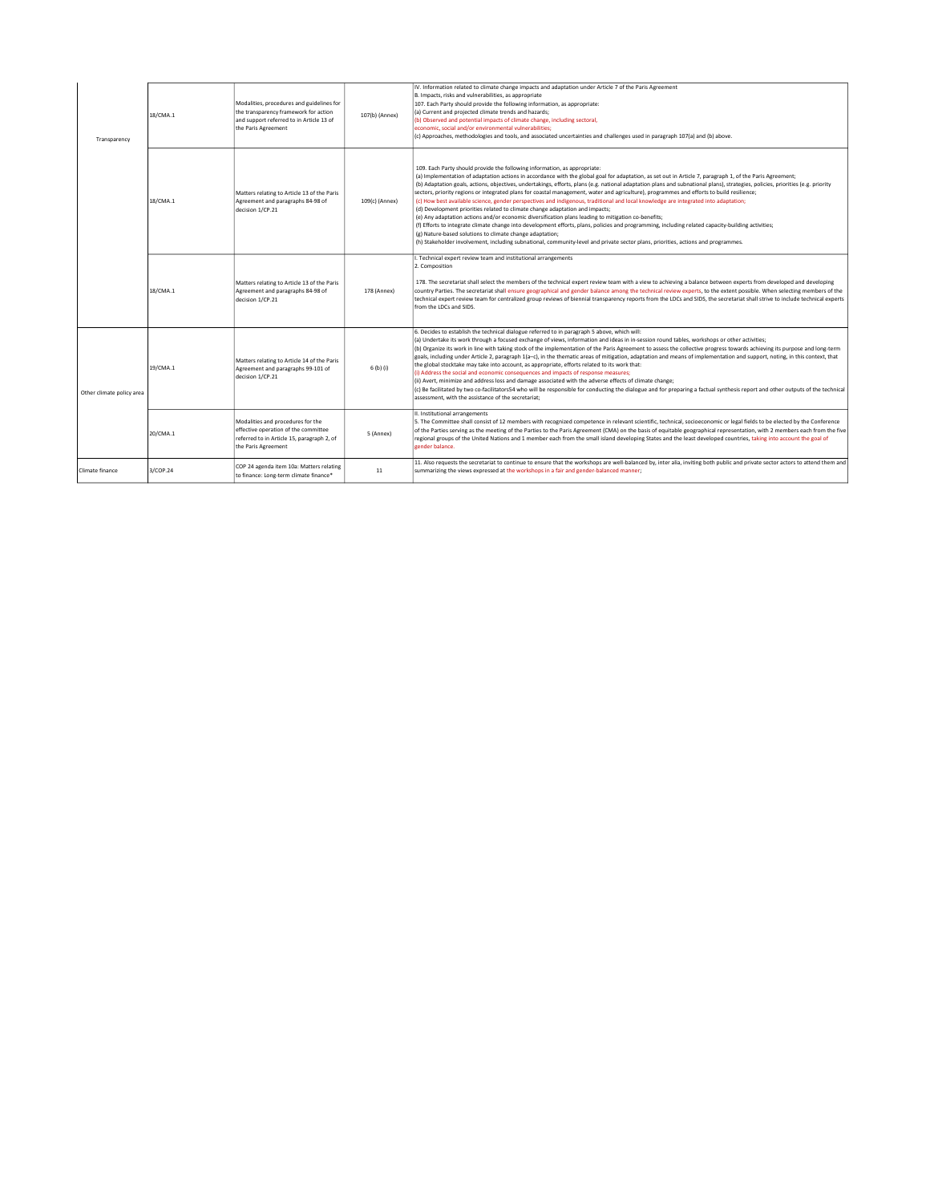| | | | | |
|---|---|---|---|---|
| Transparency | 18/CMA.1 | Modalities, procedures and guidelines for the transparency framework for action and support referred to in Article 13 of the Paris Agreement | 107(b) (Annex) | IV. Information related to climate change impacts and adaptation under Article 7 of the Paris Agreement<br>B. Impacts, risks and vulnerabilities, as appropriate<br>107. Each Party should provide the following information, as appropriate:<br>(a) Current and projected climate trends and hazards;<br>(b) Observed and potential impacts of climate change, including sectoral, economic, social and/or environmental vulnerabilities;<br>(c) Approaches, methodologies and tools, and associated uncertainties and challenges used in paragraph 107(a) and (b) above. |
| | 18/CMA.1 | Matters relating to Article 13 of the Paris Agreement and paragraphs 84-98 of decision 1/CP.21 | 109(c) (Annex) | 109. Each Party should provide the following information, as appropriate:<br>(a) Implementation of adaptation actions in accordance with the global goal for adaptation, as set out in Article 7, paragraph 1, of the Paris Agreement;<br>(b) Adaptation goals, actions, objectives, undertakings, efforts, plans (e.g. national adaptation plans and subnational plans), strategies, policies, priorities (e.g. priority sectors, priority regions or integrated plans for coastal management, water and agriculture), programmes and efforts to build resilience;<br>(c) How best available science, gender perspectives and indigenous, traditional and local knowledge are integrated into adaptation;<br>(d) Development priorities related to climate change adaptation and impacts;<br>(e) Any adaptation actions and/or economic diversification plans leading to mitigation co-benefits;<br>(f) Efforts to integrate climate change into development efforts, plans, policies and programming, including related capacity-building activities;<br>(g) Nature-based solutions to climate change adaptation;<br>(h) Stakeholder involvement, including subnational, community-level and private sector plans, priorities, actions and programmes. |
| | 18/CMA.1 | Matters relating to Article 13 of the Paris Agreement and paragraphs 84-98 of decision 1/CP.21 | 178 (Annex) | I. Technical expert review team and institutional arrangements<br>2. Composition<br>178. The secretariat shall select the members of the technical expert review team with a view to achieving a balance between experts from developed and developing country Parties. The secretariat shall ensure geographical and gender balance among the technical review experts, to the extent possible. When selecting members of the technical expert review team for centralized group reviews of biennial transparency reports from the LDCs and SIDS, the secretariat shall strive to include technical experts from the LDCs and SIDS. |
| Other climate policy area | 19/CMA.1 | Matters relating to Article 14 of the Paris Agreement and paragraphs 99-101 of decision 1/CP.21 | 6 (b) (i) | 6. Decides to establish the technical dialogue referred to in paragraph 5 above, which will:<br>(a) Undertake its work through a focused exchange of views, information and ideas in in-session round tables, workshops or other activities;<br>(b) Organize its work in line with taking stock of the implementation of the Paris Agreement to assess the collective progress towards achieving its purpose and long-term goals, including under Article 2, paragraph 1(a–c), in the thematic areas of mitigation, adaptation and means of implementation and support, noting, in this context, that the global stocktake may take into account, as appropriate, efforts related to its work that:<br>(i) Address the social and economic consequences and impacts of response measures;<br>(ii) Avert, minimize and address loss and damage associated with the adverse effects of climate change;<br>(c) Be facilitated by two co-facilitators54 who will be responsible for conducting the dialogue and for preparing a factual synthesis report and other outputs of the technical assessment, with the assistance of the secretariat; |
| | 20/CMA.1 | Modalities and procedures for the effective operation of the committee referred to in Article 15, paragraph 2, of the Paris Agreement | 5 (Annex) | II. Institutional arrangements<br>5. The Committee shall consist of 12 members with recognized competence in relevant scientific, technical, socioeconomic or legal fields to be elected by the Conference of the Parties serving as the meeting of the Parties to the Paris Agreement (CMA) on the basis of equitable geographical representation, with 2 members each from the five regional groups of the United Nations and 1 member each from the small island developing States and the least developed countries, taking into account the goal of gender balance. |
| Climate finance | 3/COP.24 | COP 24 agenda item 10a: Matters relating to finance: Long-term climate finance* | 11 | 11. Also requests the secretariat to continue to ensure that the workshops are well-balanced by, inter alia, inviting both public and private sector actors to attend them and summarizing the views expressed at the workshops in a fair and gender-balanced manner; |